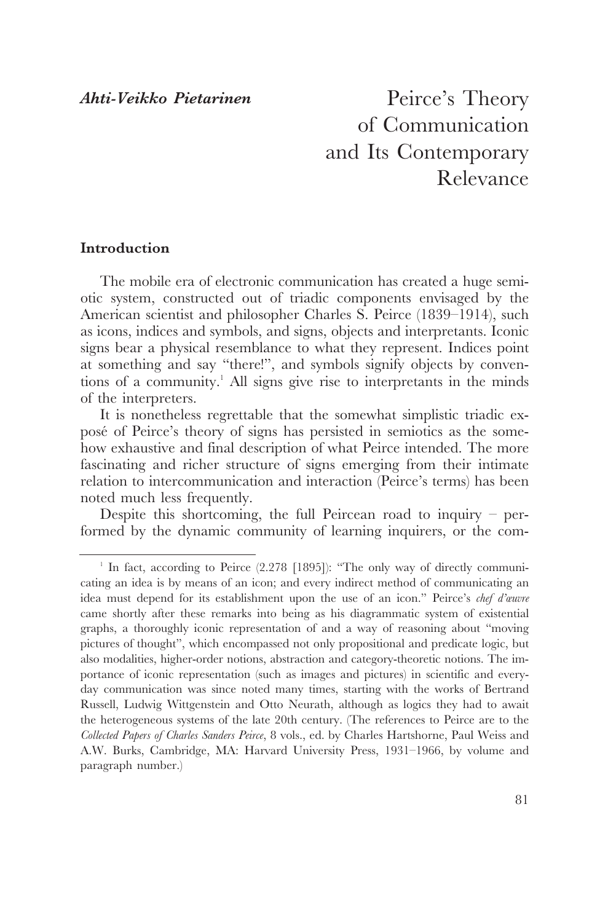*Ahti-Veikko Pietarinen*

# Peirce's Theory of Communication and Its Contemporary Relevance

## Introduction

The mobile era of electronic communication has created a huge semiotic system, constructed out of triadic components envisaged by the American scientist and philosopher Charles S. Peirce (1839–1914), such as icons, indices and symbols, and signs, objects and interpretants. Iconic signs bear a physical resemblance to what they represent. Indices point at something and say "there!", and symbols signify objects by conventions of a community.[1] All signs give rise to interpretants in the minds of the interpreters.

It is nonetheless regrettable that the somewhat simplistic triadic exposé of Peirce's theory of signs has persisted in semiotics as the somehow exhaustive and final description of what Peirce intended. The more fascinating and richer structure of signs emerging from their intimate relation to intercommunication and interaction (Peirce's terms) has been noted much less frequently.

Despite this shortcoming, the full Peircean road to inquiry – performed by the dynamic community of learning inquirers, or the com-

---

[1] In fact, according to Peirce (2.278 [1895]): "The only way of directly communicating an idea is by means of an icon; and every indirect method of communicating an idea must depend for its establishment upon the use of an icon." Peirce's *chef d'œuvre* came shortly after these remarks into being as his diagrammatic system of existential graphs, a thoroughly iconic representation of and a way of reasoning about "moving pictures of thought", which encompassed not only propositional and predicate logic, but also modalities, higher-order notions, abstraction and category-theoretic notions. The importance of iconic representation (such as images and pictures) in scientific and everyday communication was since noted many times, starting with the works of Bertrand Russell, Ludwig Wittgenstein and Otto Neurath, although as logics they had to await the heterogeneous systems of the late 20th century. (The references to Peirce are to the *Collected Papers of Charles Sanders Peirce*, 8 vols., ed. by Charles Hartshorne, Paul Weiss and A.W. Burks, Cambridge, MA: Harvard University Press, 1931–1966, by volume and paragraph number.)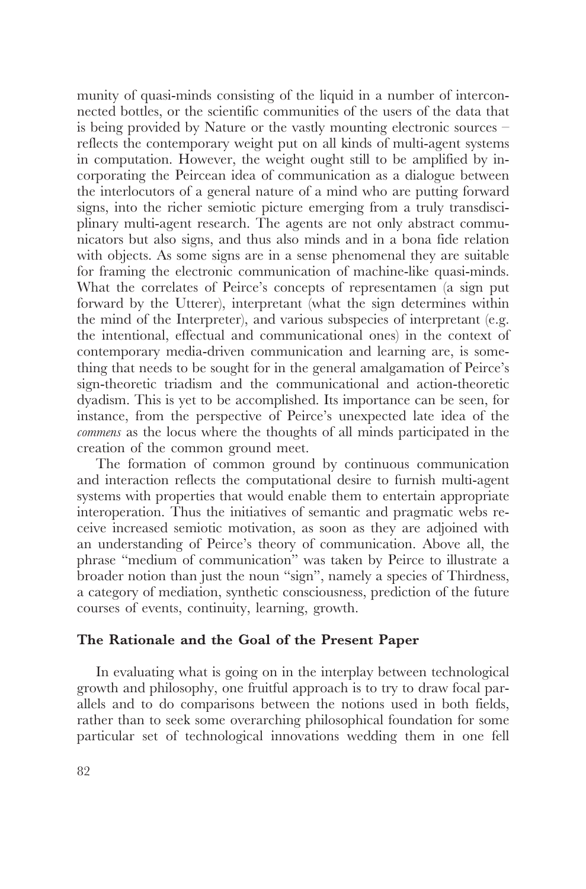munity of quasi-minds consisting of the liquid in a number of interconnected bottles, or the scientific communities of the users of the data that is being provided by Nature or the vastly mounting electronic sources – reflects the contemporary weight put on all kinds of multi-agent systems in computation. However, the weight ought still to be amplified by incorporating the Peircean idea of communication as a dialogue between the interlocutors of a general nature of a mind who are putting forward signs, into the richer semiotic picture emerging from a truly transdisciplinary multi-agent research. The agents are not only abstract communicators but also signs, and thus also minds and in a bona fide relation with objects. As some signs are in a sense phenomenal they are suitable for framing the electronic communication of machine-like quasi-minds. What the correlates of Peirce's concepts of representamen (a sign put forward by the Utterer), interpretant (what the sign determines within the mind of the Interpreter), and various subspecies of interpretant (e.g. the intentional, effectual and communicational ones) in the context of contemporary media-driven communication and learning are, is something that needs to be sought for in the general amalgamation of Peirce's sign-theoretic triadism and the communicational and action-theoretic dyadism. This is yet to be accomplished. Its importance can be seen, for instance, from the perspective of Peirce's unexpected late idea of the *commens* as the locus where the thoughts of all minds participated in the creation of the common ground meet.

The formation of common ground by continuous communication and interaction reflects the computational desire to furnish multi-agent systems with properties that would enable them to entertain appropriate interoperation. Thus the initiatives of semantic and pragmatic webs receive increased semiotic motivation, as soon as they are adjoined with an understanding of Peirce's theory of communication. Above all, the phrase "medium of communication" was taken by Peirce to illustrate a broader notion than just the noun "sign", namely a species of Thirdness, a category of mediation, synthetic consciousness, prediction of the future courses of events, continuity, learning, growth.

## The Rationale and the Goal of the Present Paper

In evaluating what is going on in the interplay between technological growth and philosophy, one fruitful approach is to try to draw focal parallels and to do comparisons between the notions used in both fields, rather than to seek some overarching philosophical foundation for some particular set of technological innovations wedding them in one fell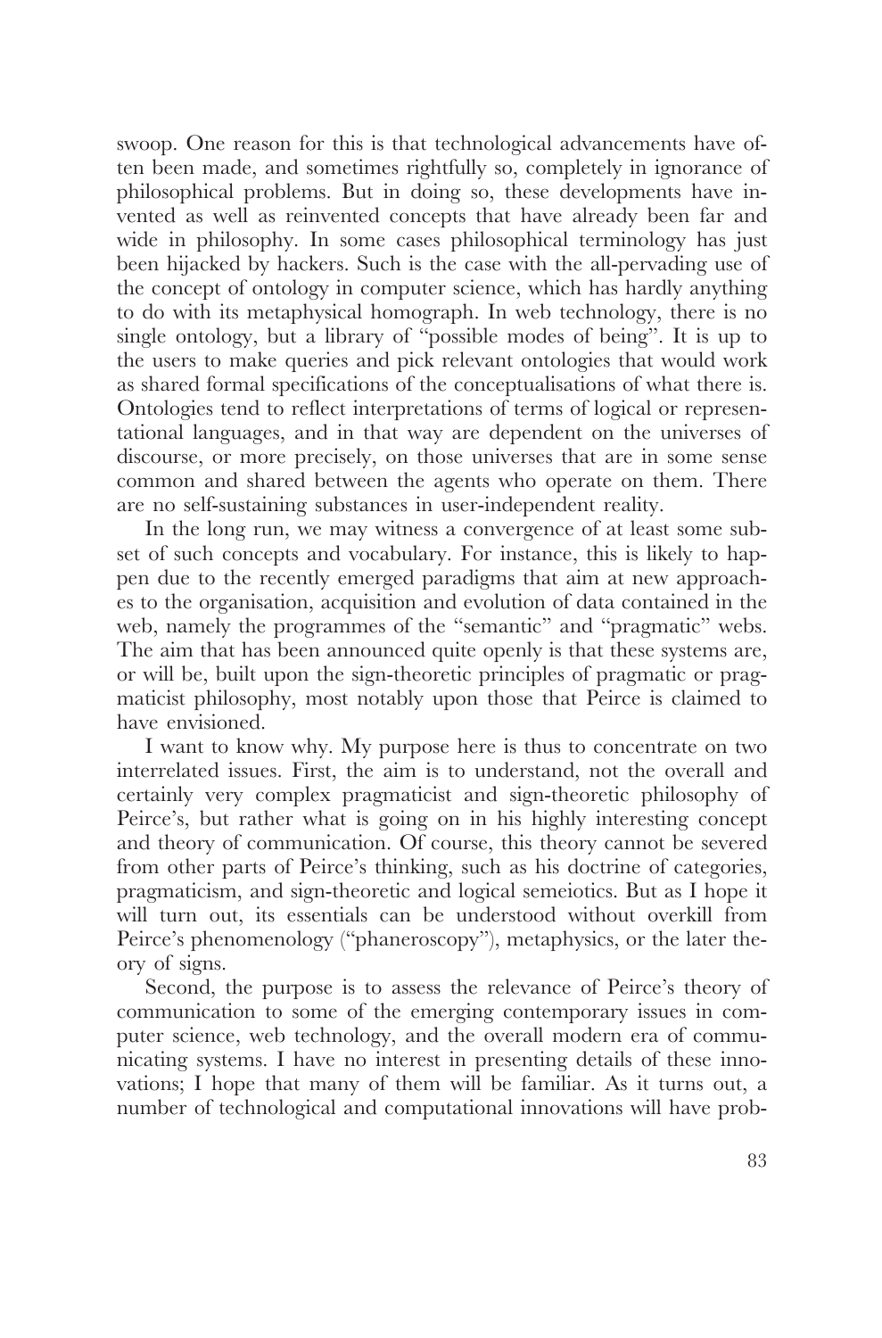swoop. One reason for this is that technological advancements have often been made, and sometimes rightfully so, completely in ignorance of philosophical problems. But in doing so, these developments have invented as well as reinvented concepts that have already been far and wide in philosophy. In some cases philosophical terminology has just been hijacked by hackers. Such is the case with the all-pervading use of the concept of ontology in computer science, which has hardly anything to do with its metaphysical homograph. In web technology, there is no single ontology, but a library of "possible modes of being". It is up to the users to make queries and pick relevant ontologies that would work as shared formal specifications of the conceptualisations of what there is. Ontologies tend to reflect interpretations of terms of logical or representational languages, and in that way are dependent on the universes of discourse, or more precisely, on those universes that are in some sense common and shared between the agents who operate on them. There are no self-sustaining substances in user-independent reality.

In the long run, we may witness a convergence of at least some subset of such concepts and vocabulary. For instance, this is likely to happen due to the recently emerged paradigms that aim at new approaches to the organisation, acquisition and evolution of data contained in the web, namely the programmes of the "semantic" and "pragmatic" webs. The aim that has been announced quite openly is that these systems are, or will be, built upon the sign-theoretic principles of pragmatic or pragmaticist philosophy, most notably upon those that Peirce is claimed to have envisioned.

I want to know why. My purpose here is thus to concentrate on two interrelated issues. First, the aim is to understand, not the overall and certainly very complex pragmaticist and sign-theoretic philosophy of Peirce's, but rather what is going on in his highly interesting concept and theory of communication. Of course, this theory cannot be severed from other parts of Peirce's thinking, such as his doctrine of categories, pragmaticism, and sign-theoretic and logical semeiotics. But as I hope it will turn out, its essentials can be understood without overkill from Peirce's phenomenology ("phaneroscopy"), metaphysics, or the later theory of signs.

Second, the purpose is to assess the relevance of Peirce's theory of communication to some of the emerging contemporary issues in computer science, web technology, and the overall modern era of communicating systems. I have no interest in presenting details of these innovations; I hope that many of them will be familiar. As it turns out, a number of technological and computational innovations will have prob-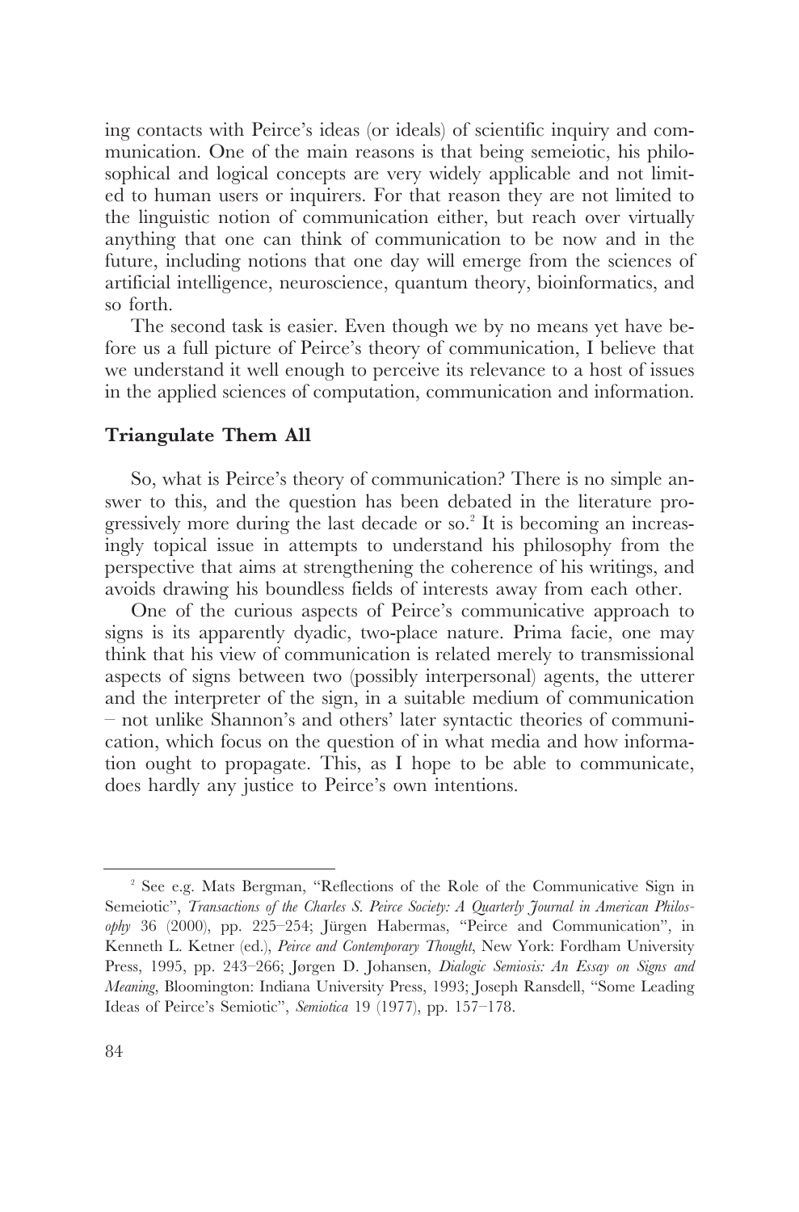ing contacts with Peirce's ideas (or ideals) of scientific inquiry and communication. One of the main reasons is that being semeiotic, his philosophical and logical concepts are very widely applicable and not limited to human users or inquirers. For that reason they are not limited to the linguistic notion of communication either, but reach over virtually anything that one can think of communication to be now and in the future, including notions that one day will emerge from the sciences of artificial intelligence, neuroscience, quantum theory, bioinformatics, and so forth.

The second task is easier. Even though we by no means yet have before us a full picture of Peirce's theory of communication, I believe that we understand it well enough to perceive its relevance to a host of issues in the applied sciences of computation, communication and information.

### Triangulate Them All

So, what is Peirce's theory of communication? There is no simple answer to this, and the question has been debated in the literature progressively more during the last decade or so.[2] It is becoming an increasingly topical issue in attempts to understand his philosophy from the perspective that aims at strengthening the coherence of his writings, and avoids drawing his boundless fields of interests away from each other.

One of the curious aspects of Peirce's communicative approach to signs is its apparently dyadic, two-place nature. Prima facie, one may think that his view of communication is related merely to transmissional aspects of signs between two (possibly interpersonal) agents, the utterer and the interpreter of the sign, in a suitable medium of communication – not unlike Shannon's and others' later syntactic theories of communication, which focus on the question of in what media and how information ought to propagate. This, as I hope to be able to communicate, does hardly any justice to Peirce's own intentions.

---

[2] See e.g. Mats Bergman, "Reflections of the Role of the Communicative Sign in Semeiotic", *Transactions of the Charles S. Peirce Society: A Quarterly Journal in American Philosophy* 36 (2000), pp. 225–254; Jürgen Habermas, "Peirce and Communication", in Kenneth L. Ketner (ed.), *Peirce and Contemporary Thought*, New York: Fordham University Press, 1995, pp. 243–266; Jørgen D. Johansen, *Dialogic Semiosis: An Essay on Signs and Meaning*, Bloomington: Indiana University Press, 1993; Joseph Ransdell, "Some Leading Ideas of Peirce's Semiotic", *Semiotica* 19 (1977), pp. 157–178.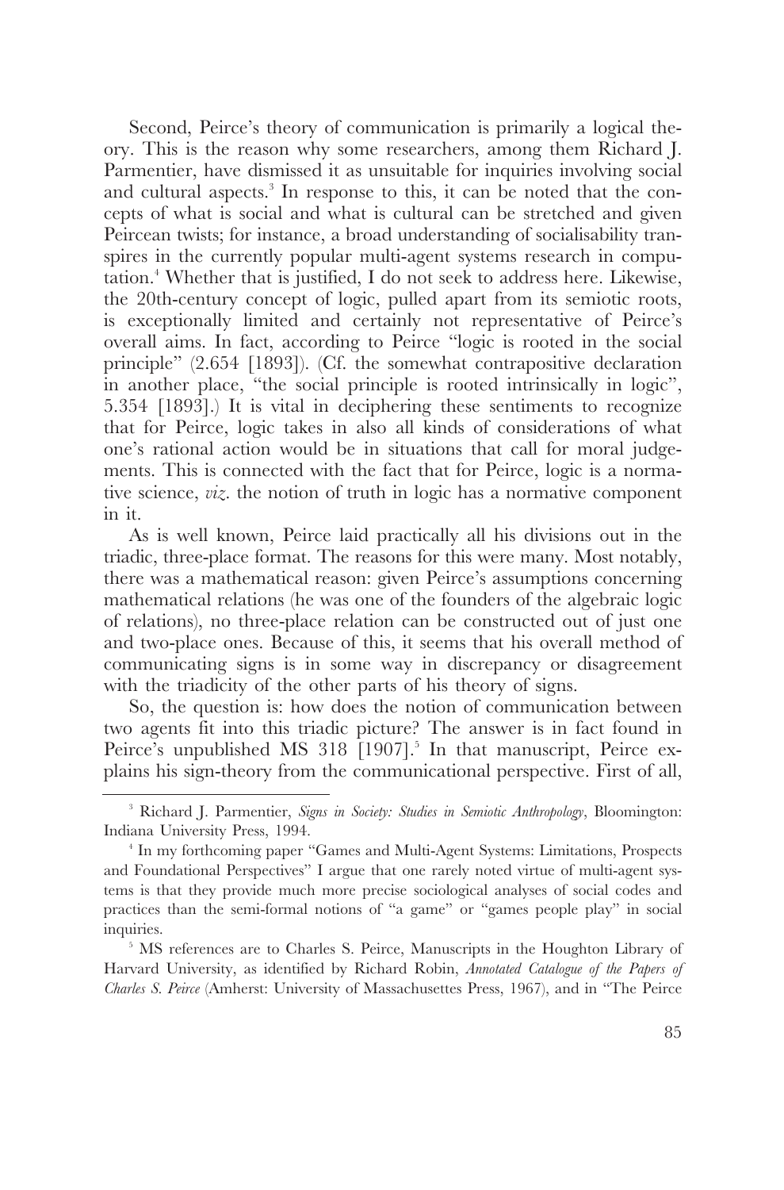Second, Peirce's theory of communication is primarily a logical theory. This is the reason why some researchers, among them Richard J. Parmentier, have dismissed it as unsuitable for inquiries involving social and cultural aspects.[3] In response to this, it can be noted that the concepts of what is social and what is cultural can be stretched and given Peircean twists; for instance, a broad understanding of socialisability transpires in the currently popular multi-agent systems research in computation.[4] Whether that is justified, I do not seek to address here. Likewise, the 20th-century concept of logic, pulled apart from its semiotic roots, is exceptionally limited and certainly not representative of Peirce's overall aims. In fact, according to Peirce "logic is rooted in the social principle" (2.654 [1893]). (Cf. the somewhat contrapositive declaration in another place, "the social principle is rooted intrinsically in logic", 5.354 [1893].) It is vital in deciphering these sentiments to recognize that for Peirce, logic takes in also all kinds of considerations of what one's rational action would be in situations that call for moral judgements. This is connected with the fact that for Peirce, logic is a normative science, *viz*. the notion of truth in logic has a normative component in it.

As is well known, Peirce laid practically all his divisions out in the triadic, three-place format. The reasons for this were many. Most notably, there was a mathematical reason: given Peirce's assumptions concerning mathematical relations (he was one of the founders of the algebraic logic of relations), no three-place relation can be constructed out of just one and two-place ones. Because of this, it seems that his overall method of communicating signs is in some way in discrepancy or disagreement with the triadicity of the other parts of his theory of signs.

So, the question is: how does the notion of communication between two agents fit into this triadic picture? The answer is in fact found in Peirce's unpublished MS 318 [1907].[5] In that manuscript, Peirce explains his sign-theory from the communicational perspective. First of all,

---

[3] Richard J. Parmentier, *Signs in Society: Studies in Semiotic Anthropology*, Bloomington: Indiana University Press, 1994.

[4] In my forthcoming paper "Games and Multi-Agent Systems: Limitations, Prospects and Foundational Perspectives" I argue that one rarely noted virtue of multi-agent systems is that they provide much more precise sociological analyses of social codes and practices than the semi-formal notions of "a game" or "games people play" in social inquiries.

[5] MS references are to Charles S. Peirce, Manuscripts in the Houghton Library of Harvard University, as identified by Richard Robin, *Annotated Catalogue of the Papers of Charles S. Peirce* (Amherst: University of Massachusettes Press, 1967), and in "The Peirce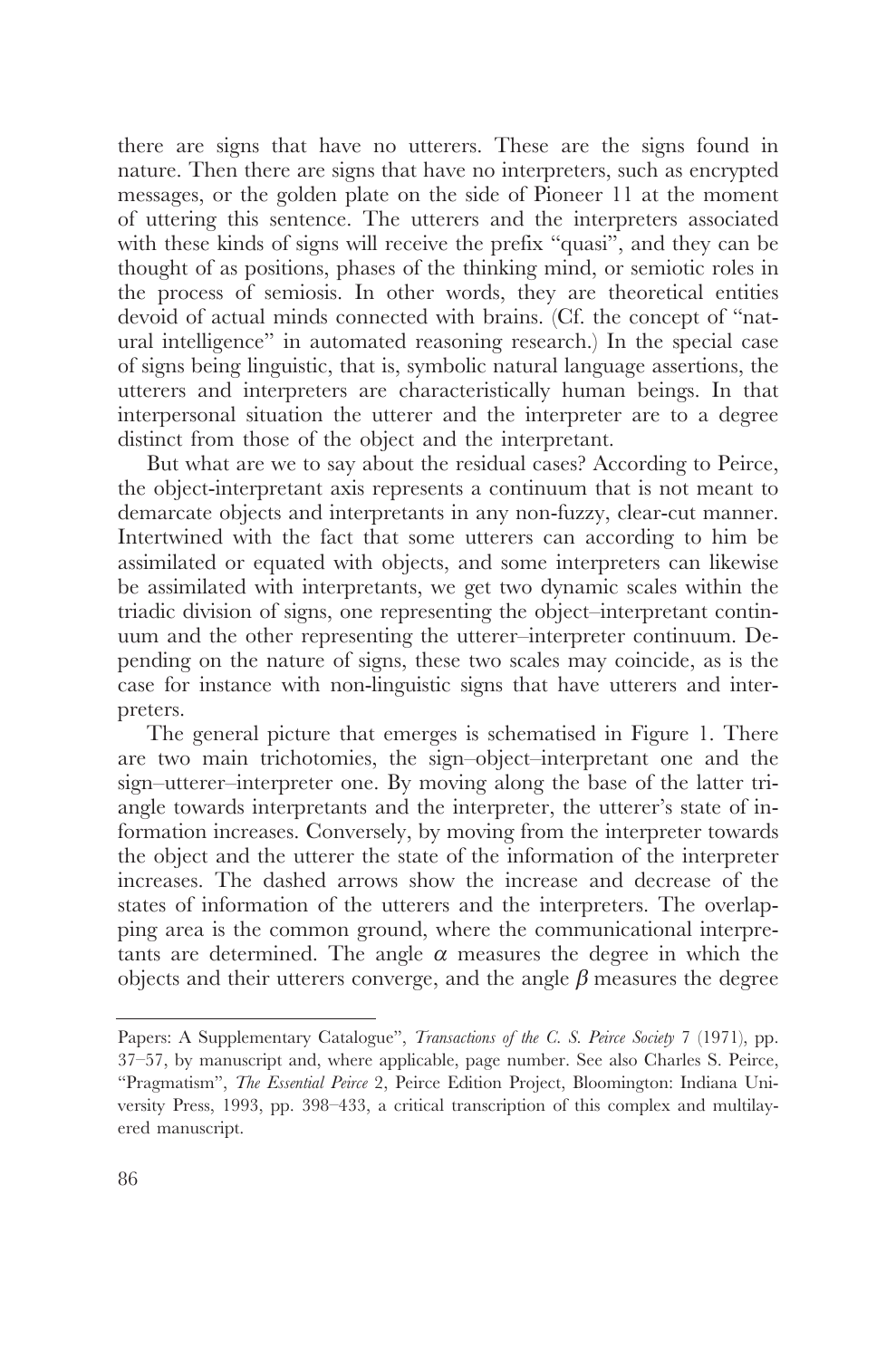there are signs that have no utterers. These are the signs found in nature. Then there are signs that have no interpreters, such as encrypted messages, or the golden plate on the side of Pioneer 11 at the moment of uttering this sentence. The utterers and the interpreters associated with these kinds of signs will receive the prefix "quasi", and they can be thought of as positions, phases of the thinking mind, or semiotic roles in the process of semiosis. In other words, they are theoretical entities devoid of actual minds connected with brains. (Cf. the concept of "natural intelligence" in automated reasoning research.) In the special case of signs being linguistic, that is, symbolic natural language assertions, the utterers and interpreters are characteristically human beings. In that interpersonal situation the utterer and the interpreter are to a degree distinct from those of the object and the interpretant.

But what are we to say about the residual cases? According to Peirce, the object-interpretant axis represents a continuum that is not meant to demarcate objects and interpretants in any non-fuzzy, clear-cut manner. Intertwined with the fact that some utterers can according to him be assimilated or equated with objects, and some interpreters can likewise be assimilated with interpretants, we get two dynamic scales within the triadic division of signs, one representing the object–interpretant continuum and the other representing the utterer–interpreter continuum. Depending on the nature of signs, these two scales may coincide, as is the case for instance with non-linguistic signs that have utterers and interpreters.

The general picture that emerges is schematised in Figure 1. There are two main trichotomies, the sign–object–interpretant one and the sign–utterer–interpreter one. By moving along the base of the latter triangle towards interpretants and the interpreter, the utterer's state of information increases. Conversely, by moving from the interpreter towards the object and the utterer the state of the information of the interpreter increases. The dashed arrows show the increase and decrease of the states of information of the utterers and the interpreters. The overlapping area is the common ground, where the communicational interpretants are determined. The angle $\alpha$ measures the degree in which the objects and their utterers converge, and the angle $\beta$ measures the degree

---

Papers: A Supplementary Catalogue", *Transactions of the C. S. Peirce Society* 7 (1971), pp. 37–57, by manuscript and, where applicable, page number. See also Charles S. Peirce, "Pragmatism", *The Essential Peirce* 2, Peirce Edition Project, Bloomington: Indiana University Press, 1993, pp. 398–433, a critical transcription of this complex and multilayered manuscript.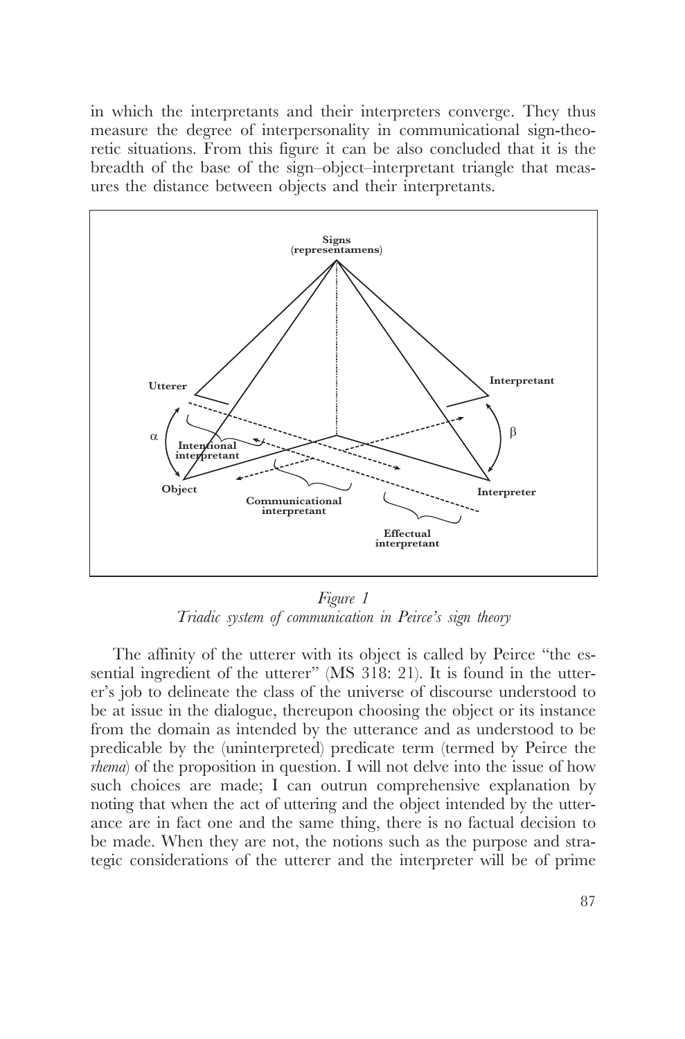in which the interpretants and their interpreters converge. They thus measure the degree of interpersonality in communicational sign-theoretic situations. From this figure it can be also concluded that it is the breadth of the base of the sign–object–interpretant triangle that measures the distance between objects and their interpretants.

*Figure 1*
*Triadic system of communication in Peirce's sign theory*

The affinity of the utterer with its object is called by Peirce "the essential ingredient of the utterer" (MS 318: 21). It is found in the utterer's job to delineate the class of the universe of discourse understood to be at issue in the dialogue, thereupon choosing the object or its instance from the domain as intended by the utterance and as understood to be predicable by the (uninterpreted) predicate term (termed by Peirce the *rhema*) of the proposition in question. I will not delve into the issue of how such choices are made; I can outrun comprehensive explanation by noting that when the act of uttering and the object intended by the utterance are in fact one and the same thing, there is no factual decision to be made. When they are not, the notions such as the purpose and strategic considerations of the utterer and the interpreter will be of prime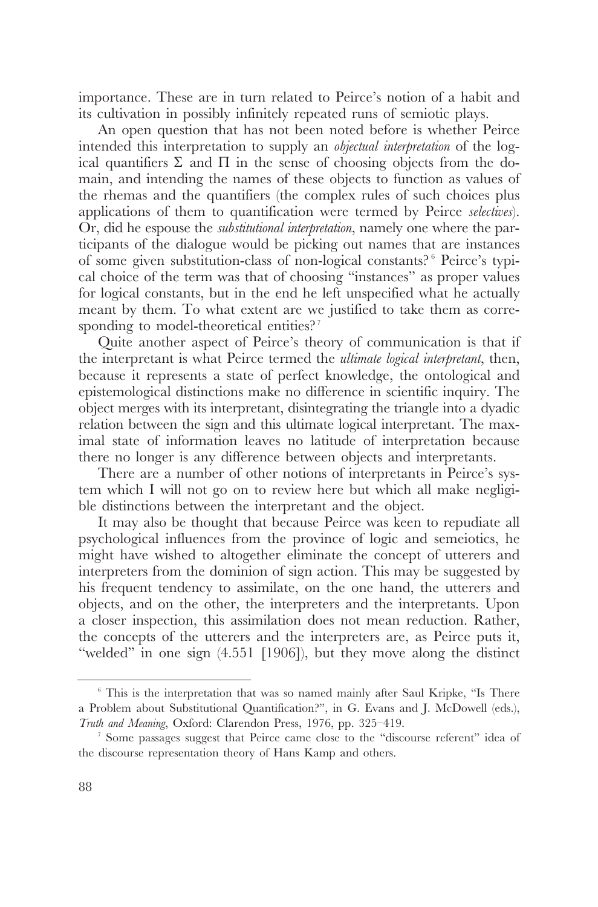importance. These are in turn related to Peirce's notion of a habit and its cultivation in possibly infinitely repeated runs of semiotic plays.

An open question that has not been noted before is whether Peirce intended this interpretation to supply an *objectual interpretation* of the logical quantifiers $\Sigma$ and $\Pi$ in the sense of choosing objects from the domain, and intending the names of these objects to function as values of the rhemas and the quantifiers (the complex rules of such choices plus applications of them to quantification were termed by Peirce *selectives*). Or, did he espouse the *substitutional interpretation*, namely one where the participants of the dialogue would be picking out names that are instances of some given substitution-class of non-logical constants?[6] Peirce's typical choice of the term was that of choosing "instances" as proper values for logical constants, but in the end he left unspecified what he actually meant by them. To what extent are we justified to take them as corresponding to model-theoretical entities?[7]

Quite another aspect of Peirce's theory of communication is that if the interpretant is what Peirce termed the *ultimate logical interpretant*, then, because it represents a state of perfect knowledge, the ontological and epistemological distinctions make no difference in scientific inquiry. The object merges with its interpretant, disintegrating the triangle into a dyadic relation between the sign and this ultimate logical interpretant. The maximal state of information leaves no latitude of interpretation because there no longer is any difference between objects and interpretants.

There are a number of other notions of interpretants in Peirce's system which I will not go on to review here but which all make negligible distinctions between the interpretant and the object.

It may also be thought that because Peirce was keen to repudiate all psychological influences from the province of logic and semeiotics, he might have wished to altogether eliminate the concept of utterers and interpreters from the dominion of sign action. This may be suggested by his frequent tendency to assimilate, on the one hand, the utterers and objects, and on the other, the interpreters and the interpretants. Upon a closer inspection, this assimilation does not mean reduction. Rather, the concepts of the utterers and the interpreters are, as Peirce puts it, "welded" in one sign (4.551 [1906]), but they move along the distinct

---

[6] This is the interpretation that was so named mainly after Saul Kripke, "Is There a Problem about Substitutional Quantification?", in G. Evans and J. McDowell (eds.), *Truth and Meaning*, Oxford: Clarendon Press, 1976, pp. 325–419.

[7] Some passages suggest that Peirce came close to the "discourse referent" idea of the discourse representation theory of Hans Kamp and others.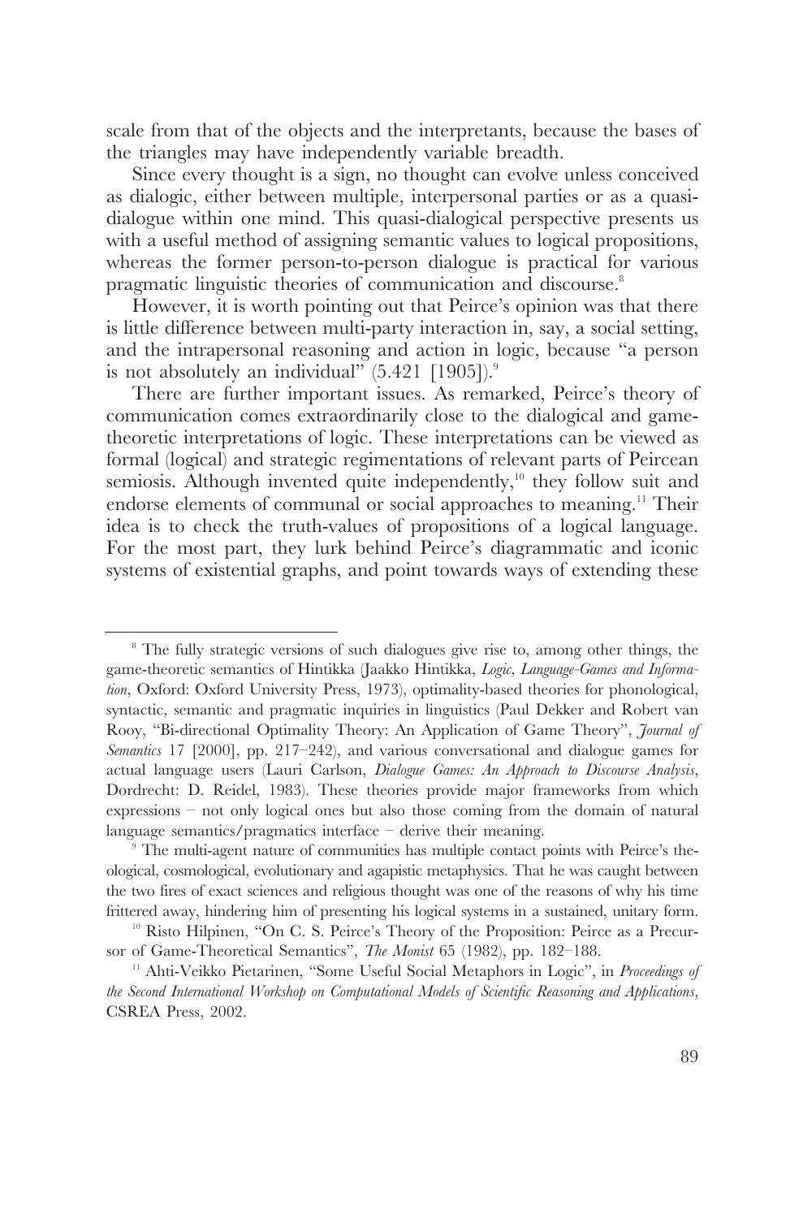scale from that of the objects and the interpretants, because the bases of the triangles may have independently variable breadth.

Since every thought is a sign, no thought can evolve unless conceived as dialogic, either between multiple, interpersonal parties or as a quasi-dialogue within one mind. This quasi-dialogical perspective presents us with a useful method of assigning semantic values to logical propositions, whereas the former person-to-person dialogue is practical for various pragmatic linguistic theories of communication and discourse.[8]

However, it is worth pointing out that Peirce's opinion was that there is little difference between multi-party interaction in, say, a social setting, and the intrapersonal reasoning and action in logic, because "a person is not absolutely an individual" (5.421 [1905]).[9]

There are further important issues. As remarked, Peirce's theory of communication comes extraordinarily close to the dialogical and game-theoretic interpretations of logic. These interpretations can be viewed as formal (logical) and strategic regimentations of relevant parts of Peircean semiosis. Although invented quite independently,[10] they follow suit and endorse elements of communal or social approaches to meaning.[11] Their idea is to check the truth-values of propositions of a logical language. For the most part, they lurk behind Peirce's diagrammatic and iconic systems of existential graphs, and point towards ways of extending these

---

[8] The fully strategic versions of such dialogues give rise to, among other things, the game-theoretic semantics of Hintikka (Jaakko Hintikka, *Logic, Language-Games and Information*, Oxford: Oxford University Press, 1973), optimality-based theories for phonological, syntactic, semantic and pragmatic inquiries in linguistics (Paul Dekker and Robert van Rooy, "Bi-directional Optimality Theory: An Application of Game Theory", *Journal of Semantics* 17 [2000], pp. 217–242), and various conversational and dialogue games for actual language users (Lauri Carlson, *Dialogue Games: An Approach to Discourse Analysis*, Dordrecht: D. Reidel, 1983). These theories provide major frameworks from which expressions – not only logical ones but also those coming from the domain of natural language semantics/pragmatics interface – derive their meaning.

[9] The multi-agent nature of communities has multiple contact points with Peirce's theological, cosmological, evolutionary and agapistic metaphysics. That he was caught between the two fires of exact sciences and religious thought was one of the reasons of why his time frittered away, hindering him of presenting his logical systems in a sustained, unitary form.

[10] Risto Hilpinen, "On C. S. Peirce's Theory of the Proposition: Peirce as a Precursor of Game-Theoretical Semantics", *The Monist* 65 (1982), pp. 182–188.

[11] Ahti-Veikko Pietarinen, "Some Useful Social Metaphors in Logic", in *Proceedings of the Second International Workshop on Computational Models of Scientific Reasoning and Applications*, CSREA Press, 2002.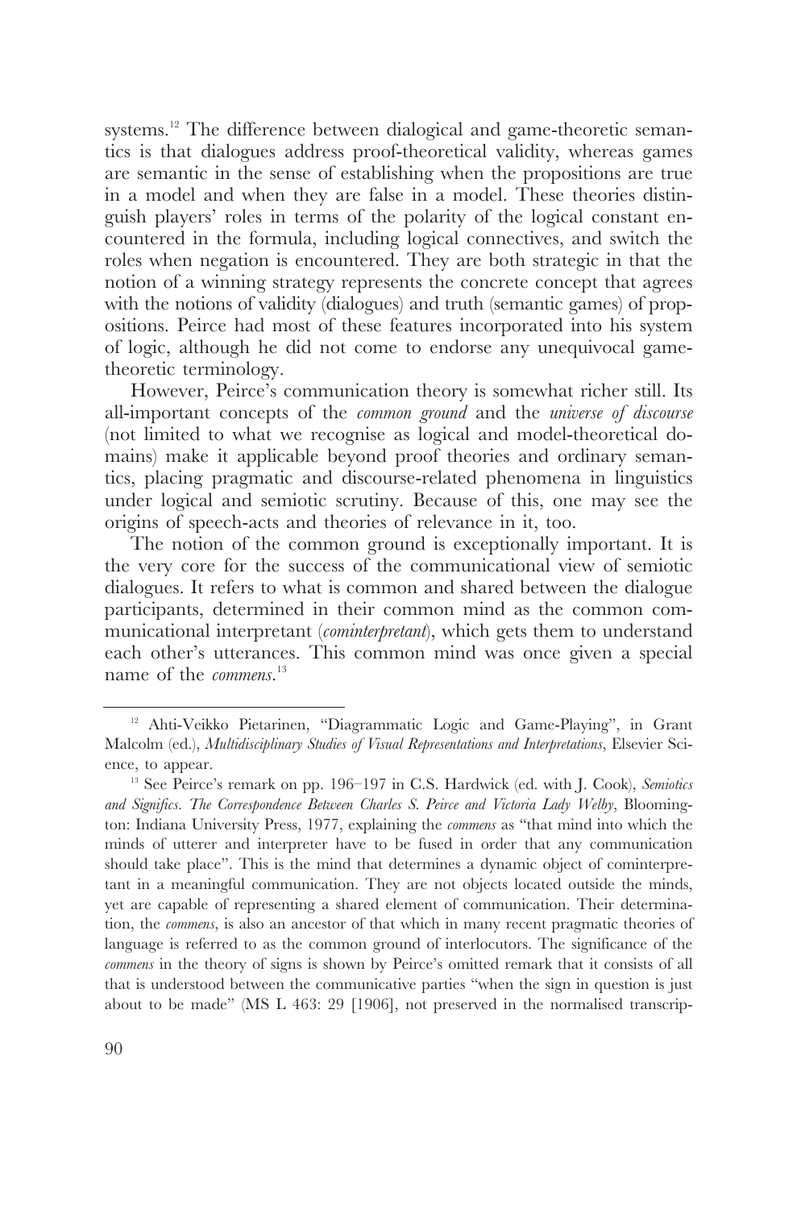systems.[12] The difference between dialogical and game-theoretic semantics is that dialogues address proof-theoretical validity, whereas games are semantic in the sense of establishing when the propositions are true in a model and when they are false in a model. These theories distinguish players' roles in terms of the polarity of the logical constant encountered in the formula, including logical connectives, and switch the roles when negation is encountered. They are both strategic in that the notion of a winning strategy represents the concrete concept that agrees with the notions of validity (dialogues) and truth (semantic games) of propositions. Peirce had most of these features incorporated into his system of logic, although he did not come to endorse any unequivocal game-theoretic terminology.

However, Peirce's communication theory is somewhat richer still. Its all-important concepts of the *common ground* and the *universe of discourse* (not limited to what we recognise as logical and model-theoretical domains) make it applicable beyond proof theories and ordinary semantics, placing pragmatic and discourse-related phenomena in linguistics under logical and semiotic scrutiny. Because of this, one may see the origins of speech-acts and theories of relevance in it, too.

The notion of the common ground is exceptionally important. It is the very core for the success of the communicational view of semiotic dialogues. It refers to what is common and shared between the dialogue participants, determined in their common mind as the common communicational interpretant (*cominterpretant*), which gets them to understand each other's utterances. This common mind was once given a special name of the *commens*.[13]

---

[12] Ahti-Veikko Pietarinen, "Diagrammatic Logic and Game-Playing", in Grant Malcolm (ed.), *Multidisciplinary Studies of Visual Representations and Interpretations*, Elsevier Science, to appear.

[13] See Peirce's remark on pp. 196–197 in C.S. Hardwick (ed. with J. Cook), *Semiotics and Significs. The Correspondence Between Charles S. Peirce and Victoria Lady Welby*, Bloomington: Indiana University Press, 1977, explaining the *commens* as "that mind into which the minds of utterer and interpreter have to be fused in order that any communication should take place". This is the mind that determines a dynamic object of cominterpretant in a meaningful communication. They are not objects located outside the minds, yet are capable of representing a shared element of communication. Their determination, the *commens*, is also an ancestor of that which in many recent pragmatic theories of language is referred to as the common ground of interlocutors. The significance of the *commens* in the theory of signs is shown by Peirce's omitted remark that it consists of all that is understood between the communicative parties "when the sign in question is just about to be made" (MS L 463: 29 [1906], not preserved in the normalised transcrip-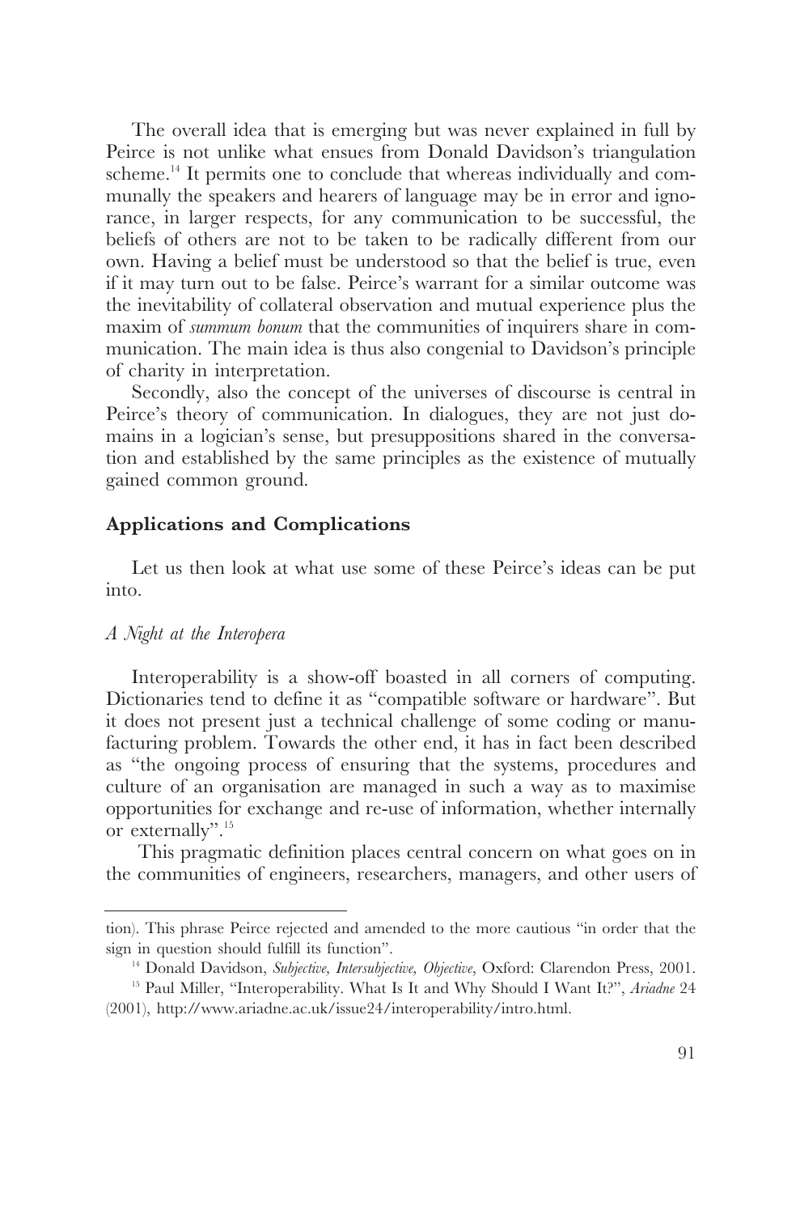The overall idea that is emerging but was never explained in full by Peirce is not unlike what ensues from Donald Davidson's triangulation scheme.[14] It permits one to conclude that whereas individually and communally the speakers and hearers of language may be in error and ignorance, in larger respects, for any communication to be successful, the beliefs of others are not to be taken to be radically different from our own. Having a belief must be understood so that the belief is true, even if it may turn out to be false. Peirce's warrant for a similar outcome was the inevitability of collateral observation and mutual experience plus the maxim of *summum bonum* that the communities of inquirers share in communication. The main idea is thus also congenial to Davidson's principle of charity in interpretation.

Secondly, also the concept of the universes of discourse is central in Peirce's theory of communication. In dialogues, they are not just domains in a logician's sense, but presuppositions shared in the conversation and established by the same principles as the existence of mutually gained common ground.

## Applications and Complications

Let us then look at what use some of these Peirce's ideas can be put into.

### *A Night at the Interopera*

Interoperability is a show-off boasted in all corners of computing. Dictionaries tend to define it as "compatible software or hardware". But it does not present just a technical challenge of some coding or manufacturing problem. Towards the other end, it has in fact been described as "the ongoing process of ensuring that the systems, procedures and culture of an organisation are managed in such a way as to maximise opportunities for exchange and re-use of information, whether internally or externally".[15]

This pragmatic definition places central concern on what goes on in the communities of engineers, researchers, managers, and other users of

---

tion). This phrase Peirce rejected and amended to the more cautious "in order that the sign in question should fulfill its function".

[14] Donald Davidson, *Subjective, Intersubjective, Objective*, Oxford: Clarendon Press, 2001.

[15] Paul Miller, "Interoperability. What Is It and Why Should I Want It?", *Ariadne* 24 (2001), http://www.ariadne.ac.uk/issue24/interoperability/intro.html.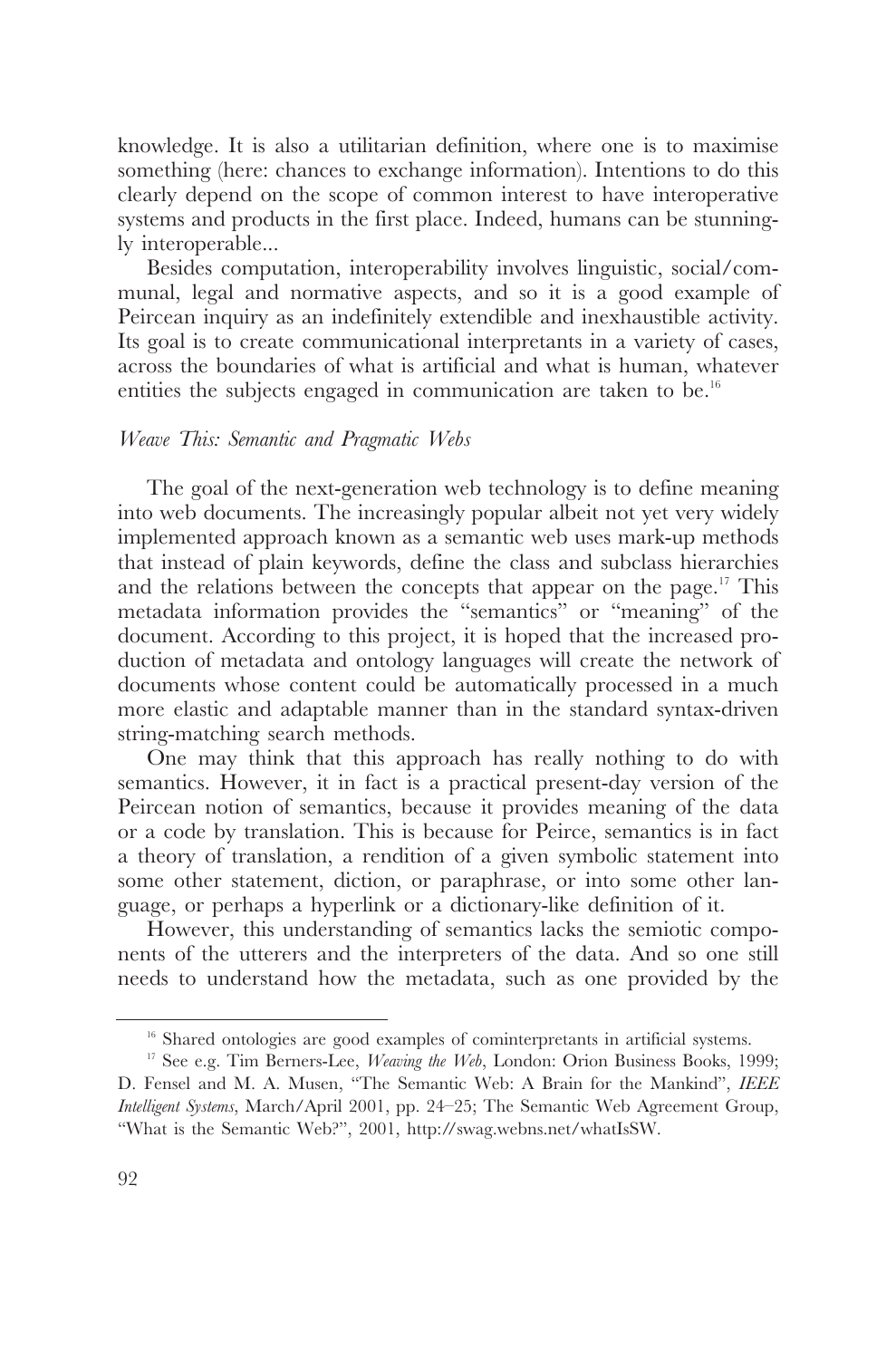knowledge. It is also a utilitarian definition, where one is to maximise something (here: chances to exchange information). Intentions to do this clearly depend on the scope of common interest to have interoperative systems and products in the first place. Indeed, humans can be stunningly interoperable...

Besides computation, interoperability involves linguistic, social/communal, legal and normative aspects, and so it is a good example of Peircean inquiry as an indefinitely extendible and inexhaustible activity. Its goal is to create communicational interpretants in a variety of cases, across the boundaries of what is artificial and what is human, whatever entities the subjects engaged in communication are taken to be.[16]

### *Weave This: Semantic and Pragmatic Webs*

The goal of the next-generation web technology is to define meaning into web documents. The increasingly popular albeit not yet very widely implemented approach known as a semantic web uses mark-up methods that instead of plain keywords, define the class and subclass hierarchies and the relations between the concepts that appear on the page.[17] This metadata information provides the "semantics" or "meaning" of the document. According to this project, it is hoped that the increased production of metadata and ontology languages will create the network of documents whose content could be automatically processed in a much more elastic and adaptable manner than in the standard syntax-driven string-matching search methods.

One may think that this approach has really nothing to do with semantics. However, it in fact is a practical present-day version of the Peircean notion of semantics, because it provides meaning of the data or a code by translation. This is because for Peirce, semantics is in fact a theory of translation, a rendition of a given symbolic statement into some other statement, diction, or paraphrase, or into some other language, or perhaps a hyperlink or a dictionary-like definition of it.

However, this understanding of semantics lacks the semiotic components of the utterers and the interpreters of the data. And so one still needs to understand how the metadata, such as one provided by the

---

[16] Shared ontologies are good examples of cominterpretants in artificial systems.

[17] See e.g. Tim Berners-Lee, *Weaving the Web*, London: Orion Business Books, 1999; D. Fensel and M. A. Musen, "The Semantic Web: A Brain for the Mankind", *IEEE Intelligent Systems*, March/April 2001, pp. 24–25; The Semantic Web Agreement Group, "What is the Semantic Web?", 2001, http://swag.webns.net/whatIsSW.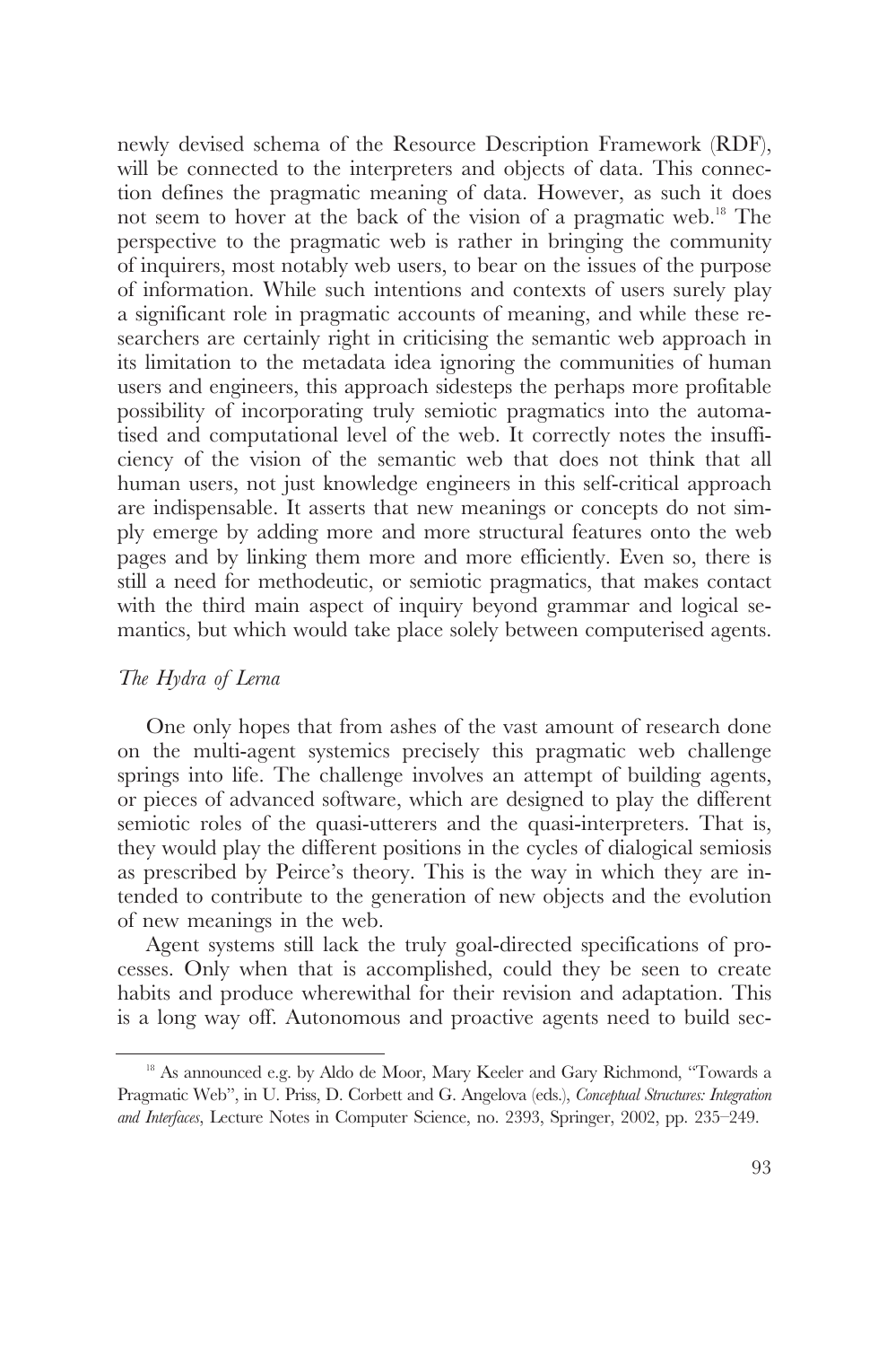newly devised schema of the Resource Description Framework (RDF), will be connected to the interpreters and objects of data. This connection defines the pragmatic meaning of data. However, as such it does not seem to hover at the back of the vision of a pragmatic web.[18] The perspective to the pragmatic web is rather in bringing the community of inquirers, most notably web users, to bear on the issues of the purpose of information. While such intentions and contexts of users surely play a significant role in pragmatic accounts of meaning, and while these researchers are certainly right in criticising the semantic web approach in its limitation to the metadata idea ignoring the communities of human users and engineers, this approach sidesteps the perhaps more profitable possibility of incorporating truly semiotic pragmatics into the automatised and computational level of the web. It correctly notes the insufficiency of the vision of the semantic web that does not think that all human users, not just knowledge engineers in this self-critical approach are indispensable. It asserts that new meanings or concepts do not simply emerge by adding more and more structural features onto the web pages and by linking them more and more efficiently. Even so, there is still a need for methodeutic, or semiotic pragmatics, that makes contact with the third main aspect of inquiry beyond grammar and logical semantics, but which would take place solely between computerised agents.

*The Hydra of Lerna*

One only hopes that from ashes of the vast amount of research done on the multi-agent systemics precisely this pragmatic web challenge springs into life. The challenge involves an attempt of building agents, or pieces of advanced software, which are designed to play the different semiotic roles of the quasi-utterers and the quasi-interpreters. That is, they would play the different positions in the cycles of dialogical semiosis as prescribed by Peirce's theory. This is the way in which they are intended to contribute to the generation of new objects and the evolution of new meanings in the web.

Agent systems still lack the truly goal-directed specifications of processes. Only when that is accomplished, could they be seen to create habits and produce wherewithal for their revision and adaptation. This is a long way off. Autonomous and proactive agents need to build sec-

[18] As announced e.g. by Aldo de Moor, Mary Keeler and Gary Richmond, "Towards a Pragmatic Web", in U. Priss, D. Corbett and G. Angelova (eds.), *Conceptual Structures: Integration and Interfaces*, Lecture Notes in Computer Science, no. 2393, Springer, 2002, pp. 235–249.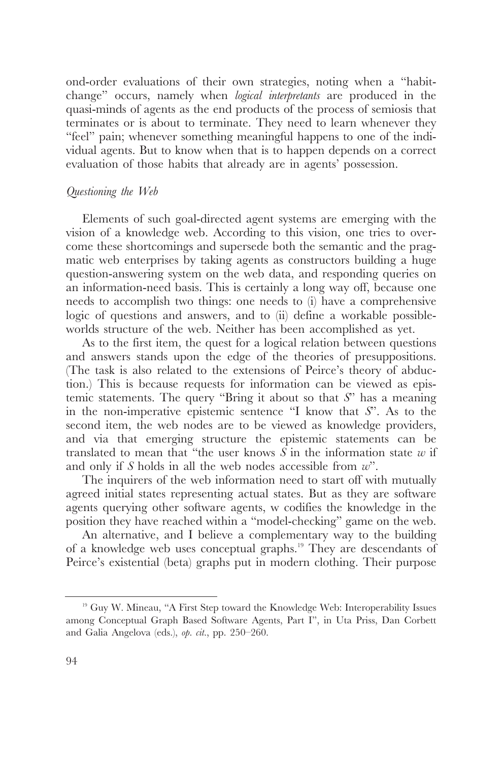ond-order evaluations of their own strategies, noting when a "habit-change" occurs, namely when *logical interpretants* are produced in the quasi-minds of agents as the end products of the process of semiosis that terminates or is about to terminate. They need to learn whenever they "feel" pain; whenever something meaningful happens to one of the individual agents. But to know when that is to happen depends on a correct evaluation of those habits that already are in agents' possession.

### *Questioning the Web*

Elements of such goal-directed agent systems are emerging with the vision of a knowledge web. According to this vision, one tries to overcome these shortcomings and supersede both the semantic and the pragmatic web enterprises by taking agents as constructors building a huge question-answering system on the web data, and responding queries on an information-need basis. This is certainly a long way off, because one needs to accomplish two things: one needs to (i) have a comprehensive logic of questions and answers, and to (ii) define a workable possible-worlds structure of the web. Neither has been accomplished as yet.

As to the first item, the quest for a logical relation between questions and answers stands upon the edge of the theories of presuppositions. (The task is also related to the extensions of Peirce's theory of abduction.) This is because requests for information can be viewed as epistemic statements. The query "Bring it about so that *S*" has a meaning in the non-imperative epistemic sentence "I know that *S*". As to the second item, the web nodes are to be viewed as knowledge providers, and via that emerging structure the epistemic statements can be translated to mean that "the user knows *S* in the information state *w* if and only if *S* holds in all the web nodes accessible from *w*".

The inquirers of the web information need to start off with mutually agreed initial states representing actual states. But as they are software agents querying other software agents, w codifies the knowledge in the position they have reached within a "model-checking" game on the web.

An alternative, and I believe a complementary way to the building of a knowledge web uses conceptual graphs.[19] They are descendants of Peirce's existential (beta) graphs put in modern clothing. Their purpose

---

[19] Guy W. Mineau, "A First Step toward the Knowledge Web: Interoperability Issues among Conceptual Graph Based Software Agents, Part I", in Uta Priss, Dan Corbett and Galia Angelova (eds.), *op. cit.*, pp. 250–260.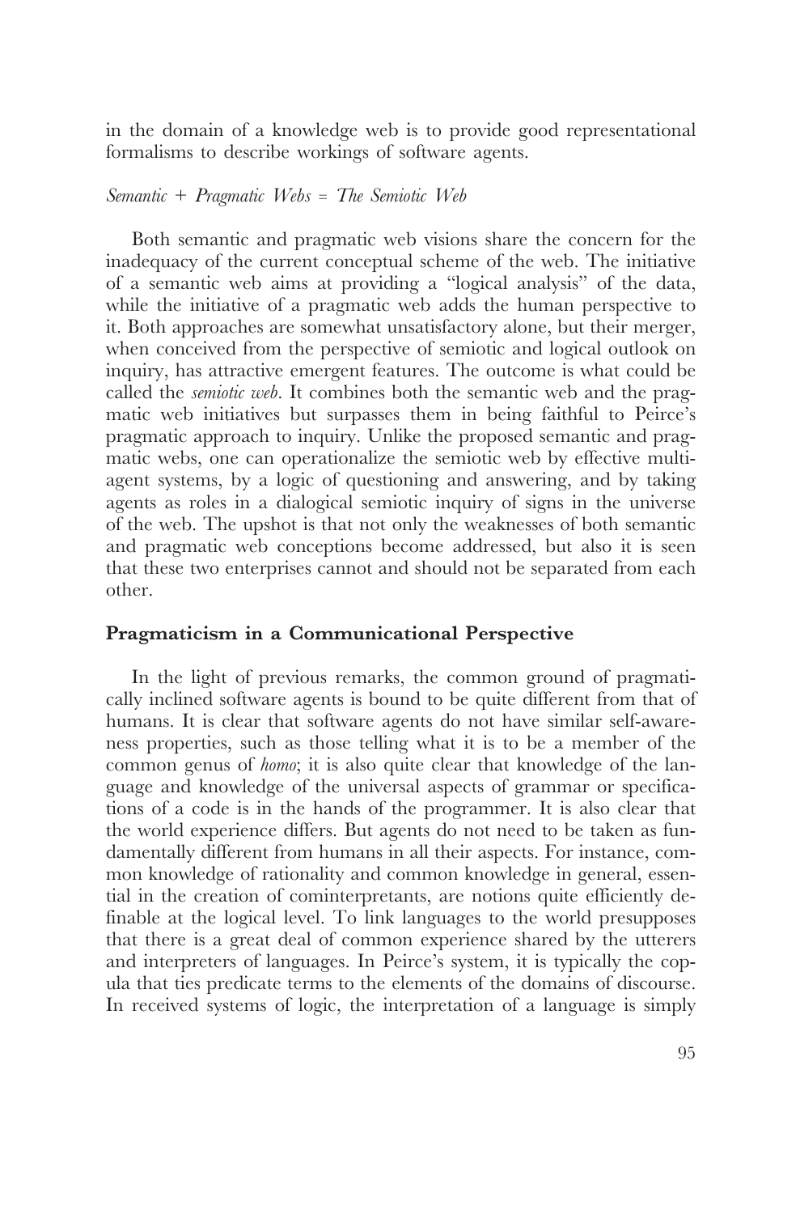in the domain of a knowledge web is to provide good representational formalisms to describe workings of software agents.

*Semantic + Pragmatic Webs = The Semiotic Web*

Both semantic and pragmatic web visions share the concern for the inadequacy of the current conceptual scheme of the web. The initiative of a semantic web aims at providing a "logical analysis" of the data, while the initiative of a pragmatic web adds the human perspective to it. Both approaches are somewhat unsatisfactory alone, but their merger, when conceived from the perspective of semiotic and logical outlook on inquiry, has attractive emergent features. The outcome is what could be called the *semiotic web*. It combines both the semantic web and the pragmatic web initiatives but surpasses them in being faithful to Peirce's pragmatic approach to inquiry. Unlike the proposed semantic and pragmatic webs, one can operationalize the semiotic web by effective multi-agent systems, by a logic of questioning and answering, and by taking agents as roles in a dialogical semiotic inquiry of signs in the universe of the web. The upshot is that not only the weaknesses of both semantic and pragmatic web conceptions become addressed, but also it is seen that these two enterprises cannot and should not be separated from each other.

## Pragmaticism in a Communicational Perspective

In the light of previous remarks, the common ground of pragmatically inclined software agents is bound to be quite different from that of humans. It is clear that software agents do not have similar self-awareness properties, such as those telling what it is to be a member of the common genus of *homo*; it is also quite clear that knowledge of the language and knowledge of the universal aspects of grammar or specifications of a code is in the hands of the programmer. It is also clear that the world experience differs. But agents do not need to be taken as fundamentally different from humans in all their aspects. For instance, common knowledge of rationality and common knowledge in general, essential in the creation of cominterpretants, are notions quite efficiently definable at the logical level. To link languages to the world presupposes that there is a great deal of common experience shared by the utterers and interpreters of languages. In Peirce's system, it is typically the copula that ties predicate terms to the elements of the domains of discourse. In received systems of logic, the interpretation of a language is simply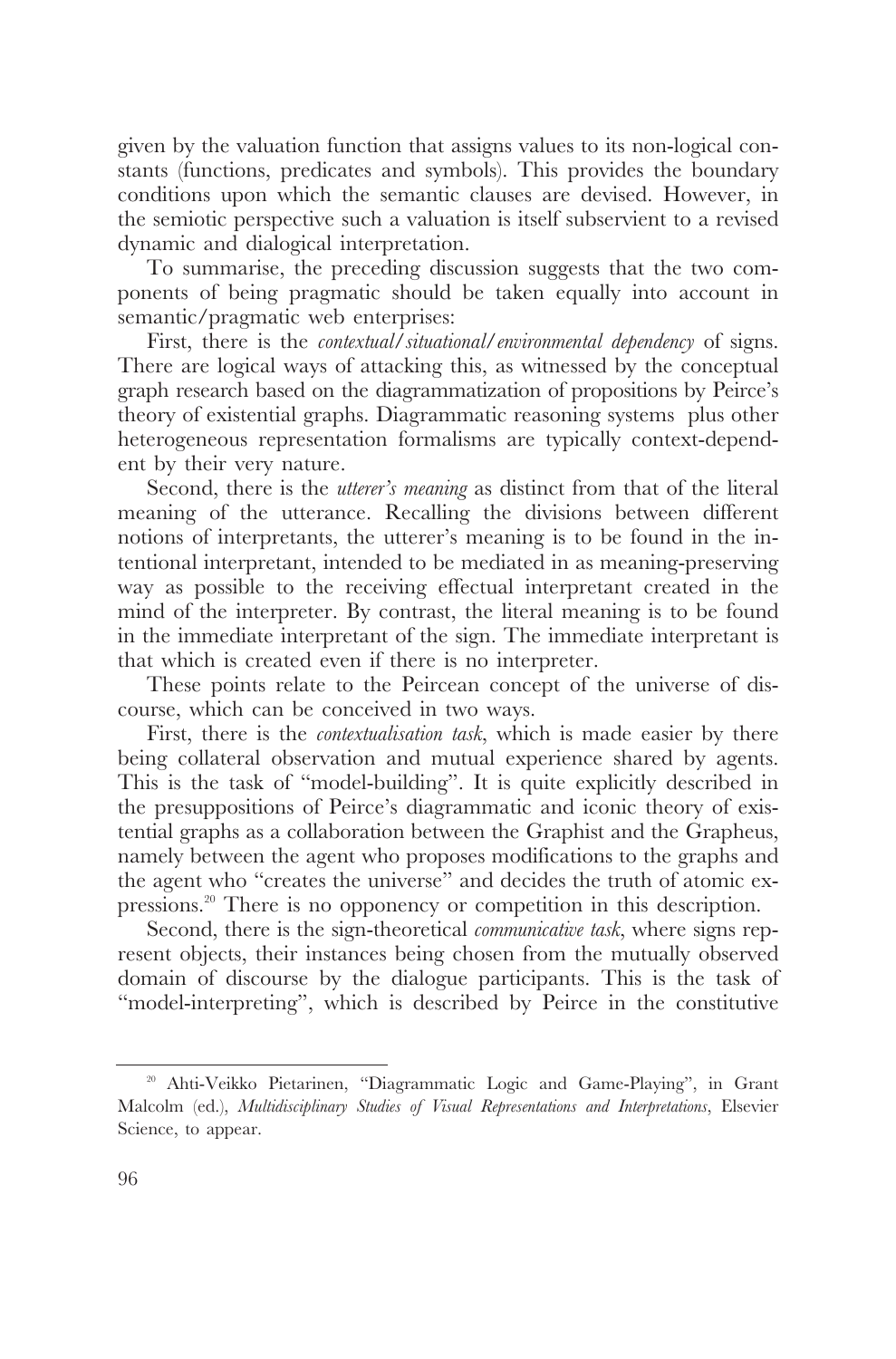given by the valuation function that assigns values to its non-logical constants (functions, predicates and symbols). This provides the boundary conditions upon which the semantic clauses are devised. However, in the semiotic perspective such a valuation is itself subservient to a revised dynamic and dialogical interpretation.

To summarise, the preceding discussion suggests that the two components of being pragmatic should be taken equally into account in semantic/pragmatic web enterprises:

First, there is the *contextual/situational/environmental dependency* of signs. There are logical ways of attacking this, as witnessed by the conceptual graph research based on the diagrammatization of propositions by Peirce's theory of existential graphs. Diagrammatic reasoning systems plus other heterogeneous representation formalisms are typically context-dependent by their very nature.

Second, there is the *utterer's meaning* as distinct from that of the literal meaning of the utterance. Recalling the divisions between different notions of interpretants, the utterer's meaning is to be found in the intentional interpretant, intended to be mediated in as meaning-preserving way as possible to the receiving effectual interpretant created in the mind of the interpreter. By contrast, the literal meaning is to be found in the immediate interpretant of the sign. The immediate interpretant is that which is created even if there is no interpreter.

These points relate to the Peircean concept of the universe of discourse, which can be conceived in two ways.

First, there is the *contextualisation task*, which is made easier by there being collateral observation and mutual experience shared by agents. This is the task of "model-building". It is quite explicitly described in the presuppositions of Peirce's diagrammatic and iconic theory of existential graphs as a collaboration between the Graphist and the Grapheus, namely between the agent who proposes modifications to the graphs and the agent who "creates the universe" and decides the truth of atomic expressions.[20] There is no opponency or competition in this description.

Second, there is the sign-theoretical *communicative task*, where signs represent objects, their instances being chosen from the mutually observed domain of discourse by the dialogue participants. This is the task of "model-interpreting", which is described by Peirce in the constitutive

---

[20] Ahti-Veikko Pietarinen, "Diagrammatic Logic and Game-Playing", in Grant Malcolm (ed.), *Multidisciplinary Studies of Visual Representations and Interpretations*, Elsevier Science, to appear.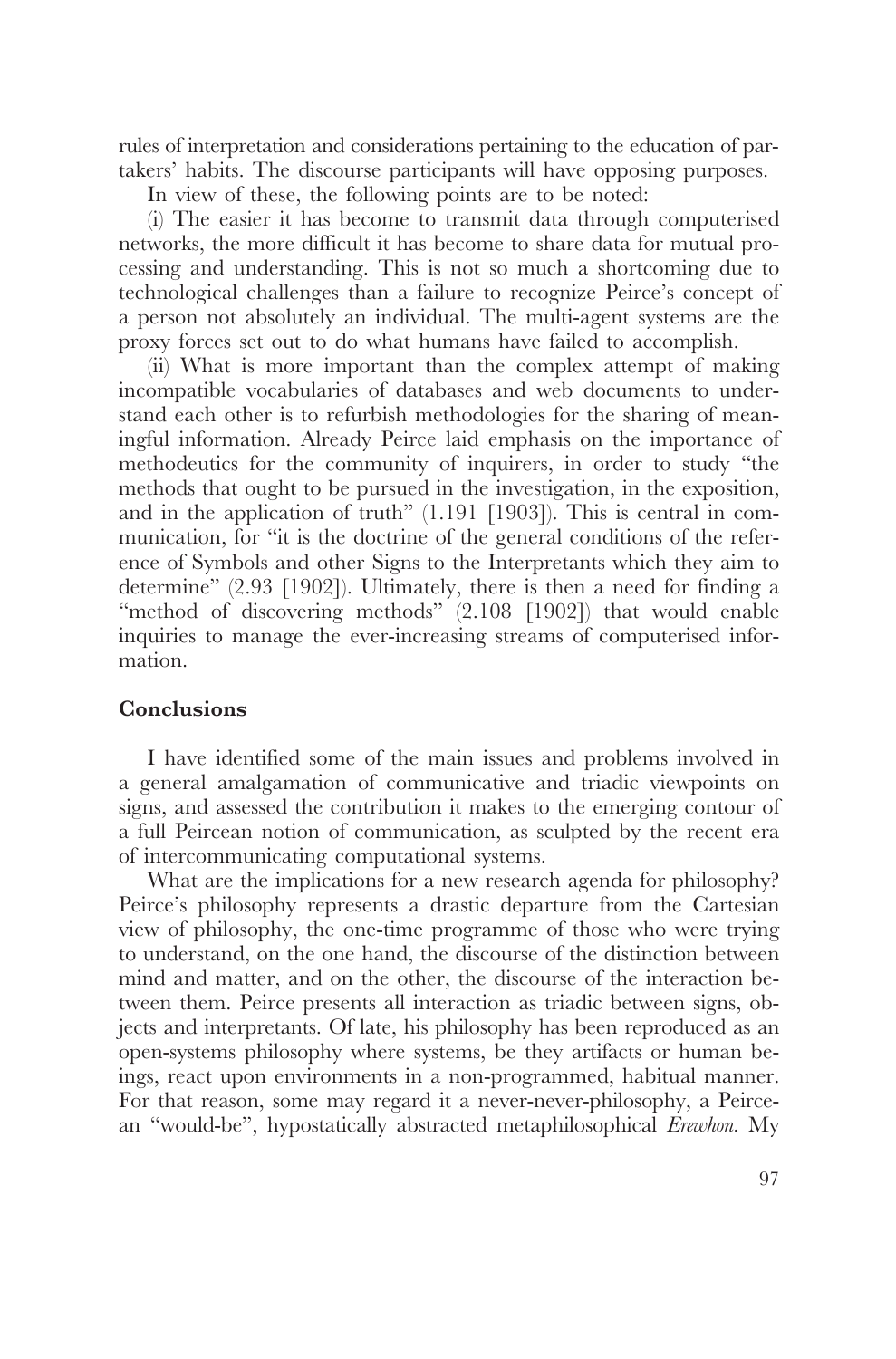rules of interpretation and considerations pertaining to the education of partakers' habits. The discourse participants will have opposing purposes.

In view of these, the following points are to be noted:

(i) The easier it has become to transmit data through computerised networks, the more difficult it has become to share data for mutual processing and understanding. This is not so much a shortcoming due to technological challenges than a failure to recognize Peirce's concept of a person not absolutely an individual. The multi-agent systems are the proxy forces set out to do what humans have failed to accomplish.

(ii) What is more important than the complex attempt of making incompatible vocabularies of databases and web documents to understand each other is to refurbish methodologies for the sharing of meaningful information. Already Peirce laid emphasis on the importance of methodeutics for the community of inquirers, in order to study "the methods that ought to be pursued in the investigation, in the exposition, and in the application of truth" (1.191 [1903]). This is central in communication, for "it is the doctrine of the general conditions of the reference of Symbols and other Signs to the Interpretants which they aim to determine" (2.93 [1902]). Ultimately, there is then a need for finding a "method of discovering methods" (2.108 [1902]) that would enable inquiries to manage the ever-increasing streams of computerised information.

## Conclusions

I have identified some of the main issues and problems involved in a general amalgamation of communicative and triadic viewpoints on signs, and assessed the contribution it makes to the emerging contour of a full Peircean notion of communication, as sculpted by the recent era of intercommunicating computational systems.

What are the implications for a new research agenda for philosophy? Peirce's philosophy represents a drastic departure from the Cartesian view of philosophy, the one-time programme of those who were trying to understand, on the one hand, the discourse of the distinction between mind and matter, and on the other, the discourse of the interaction between them. Peirce presents all interaction as triadic between signs, objects and interpretants. Of late, his philosophy has been reproduced as an open-systems philosophy where systems, be they artifacts or human beings, react upon environments in a non-programmed, habitual manner. For that reason, some may regard it a never-never-philosophy, a Peircean "would-be", hypostatically abstracted metaphilosophical *Erewhon*. My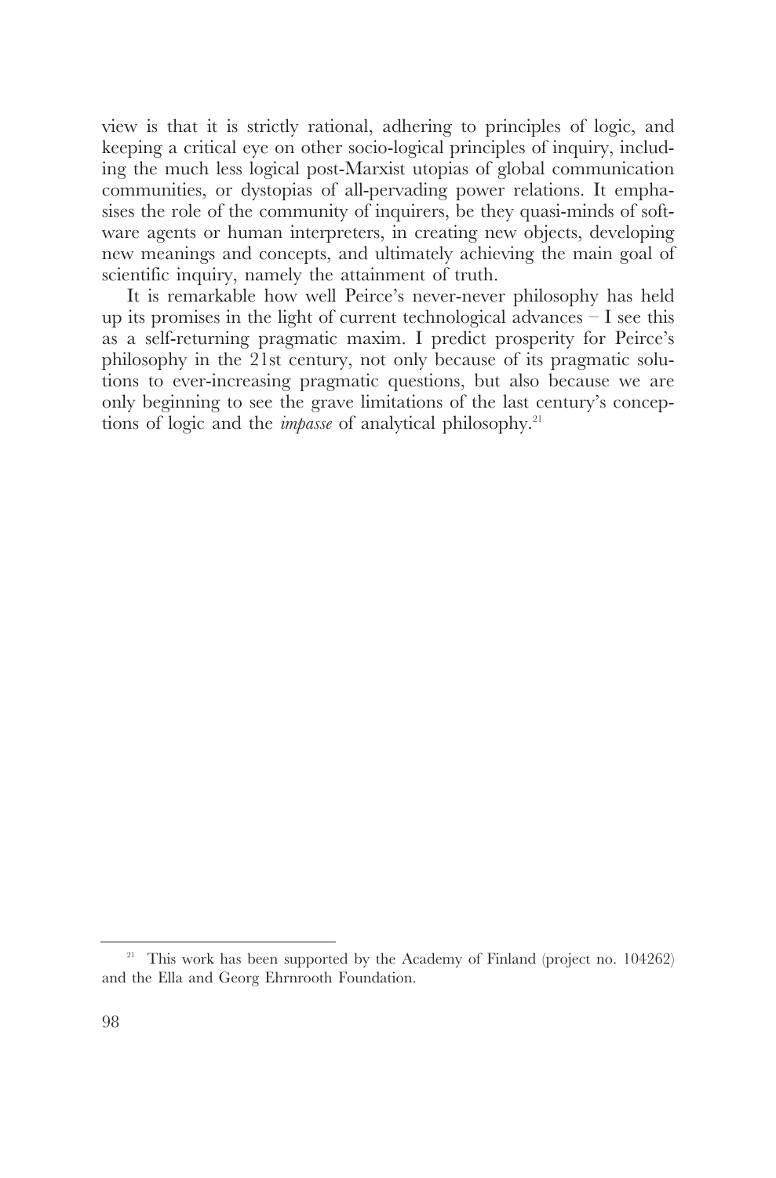view is that it is strictly rational, adhering to principles of logic, and keeping a critical eye on other socio-logical principles of inquiry, including the much less logical post-Marxist utopias of global communication communities, or dystopias of all-pervading power relations. It emphasises the role of the community of inquirers, be they quasi-minds of software agents or human interpreters, in creating new objects, developing new meanings and concepts, and ultimately achieving the main goal of scientific inquiry, namely the attainment of truth.

It is remarkable how well Peirce's never-never philosophy has held up its promises in the light of current technological advances – I see this as a self-returning pragmatic maxim. I predict prosperity for Peirce's philosophy in the 21st century, not only because of its pragmatic solutions to ever-increasing pragmatic questions, but also because we are only beginning to see the grave limitations of the last century's conceptions of logic and the *impasse* of analytical philosophy.[21]

---

[21] This work has been supported by the Academy of Finland (project no. 104262) and the Ella and Georg Ehrnrooth Foundation.